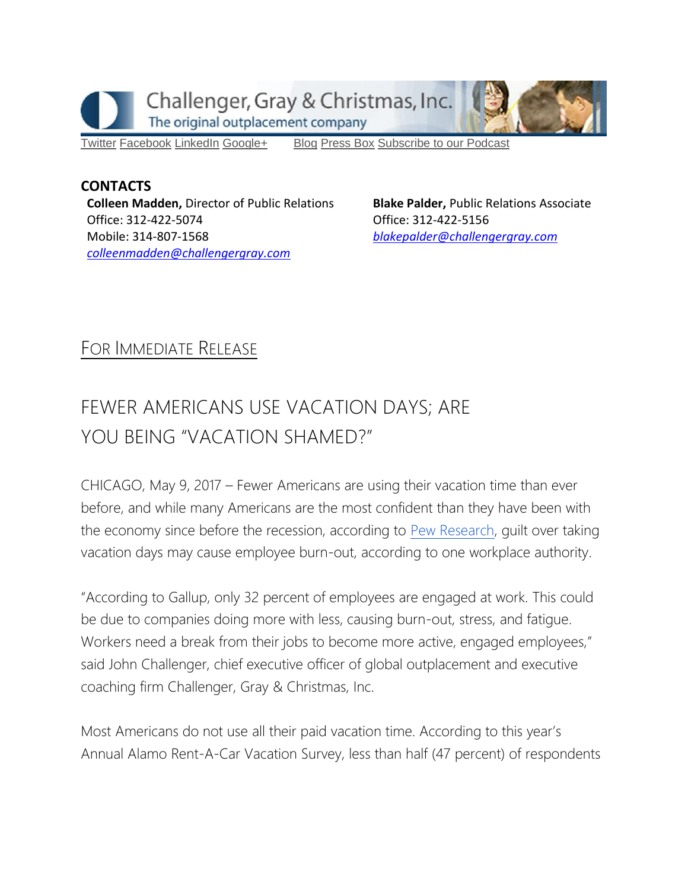Challenger, Gray & Christmas, Inc.
The original outplacement company

Twitter Facebook LinkedIn Google+ Blog Press Box Subscribe to our Podcast

**CONTACTS**

**Colleen Madden,** Director of Public Relations
Office: 312-422-5074
Mobile: 314-807-1568
*colleenmadden@challengergray.com*

**Blake Palder,** Public Relations Associate
Office: 312-422-5156
*blakepalder@challengergray.com*

FOR IMMEDIATE RELEASE

# FEWER AMERICANS USE VACATION DAYS; ARE YOU BEING "VACATION SHAMED?"

CHICAGO, May 9, 2017 – Fewer Americans are using their vacation time than ever before, and while many Americans are the most confident than they have been with the economy since before the recession, according to Pew Research, guilt over taking vacation days may cause employee burn-out, according to one workplace authority.

"According to Gallup, only 32 percent of employees are engaged at work. This could be due to companies doing more with less, causing burn-out, stress, and fatigue. Workers need a break from their jobs to become more active, engaged employees," said John Challenger, chief executive officer of global outplacement and executive coaching firm Challenger, Gray & Christmas, Inc.

Most Americans do not use all their paid vacation time. According to this year's Annual Alamo Rent-A-Car Vacation Survey, less than half (47 percent) of respondents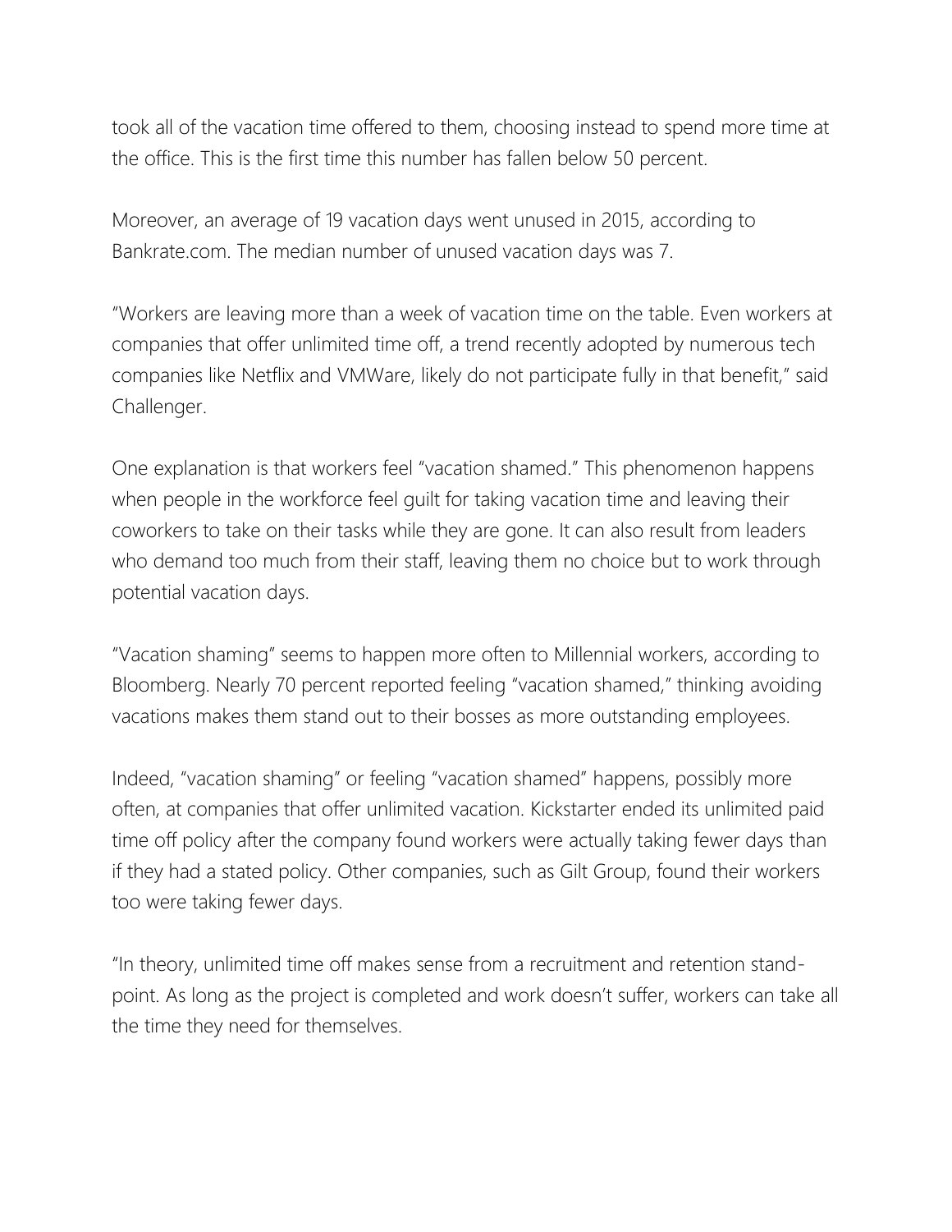took all of the vacation time offered to them, choosing instead to spend more time at the office. This is the first time this number has fallen below 50 percent.

Moreover, an average of 19 vacation days went unused in 2015, according to Bankrate.com. The median number of unused vacation days was 7.

"Workers are leaving more than a week of vacation time on the table. Even workers at companies that offer unlimited time off, a trend recently adopted by numerous tech companies like Netflix and VMWare, likely do not participate fully in that benefit," said Challenger.

One explanation is that workers feel "vacation shamed." This phenomenon happens when people in the workforce feel guilt for taking vacation time and leaving their coworkers to take on their tasks while they are gone. It can also result from leaders who demand too much from their staff, leaving them no choice but to work through potential vacation days.

"Vacation shaming" seems to happen more often to Millennial workers, according to Bloomberg. Nearly 70 percent reported feeling "vacation shamed," thinking avoiding vacations makes them stand out to their bosses as more outstanding employees.

Indeed, "vacation shaming" or feeling "vacation shamed" happens, possibly more often, at companies that offer unlimited vacation. Kickstarter ended its unlimited paid time off policy after the company found workers were actually taking fewer days than if they had a stated policy. Other companies, such as Gilt Group, found their workers too were taking fewer days.

"In theory, unlimited time off makes sense from a recruitment and retention standpoint. As long as the project is completed and work doesn't suffer, workers can take all the time they need for themselves.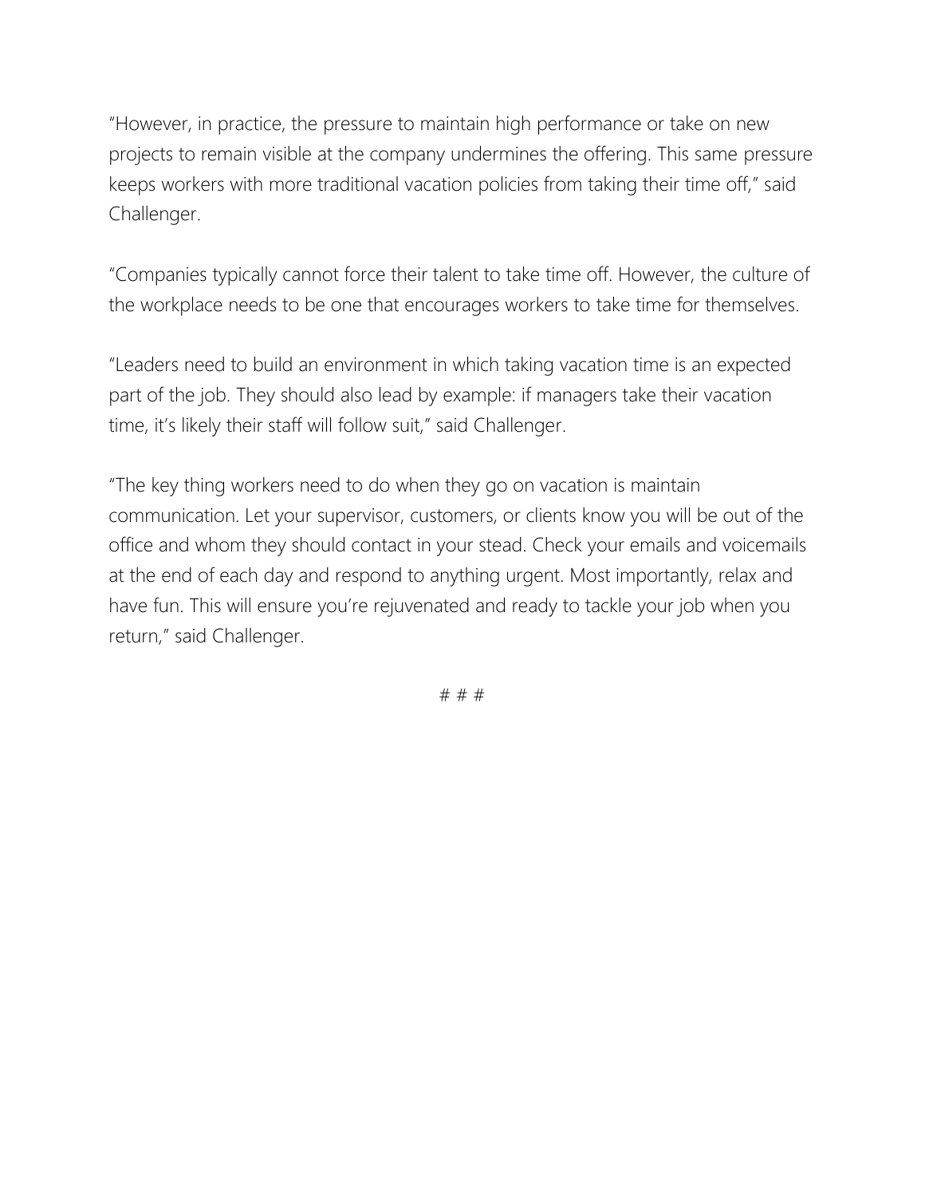"However, in practice, the pressure to maintain high performance or take on new projects to remain visible at the company undermines the offering. This same pressure keeps workers with more traditional vacation policies from taking their time off," said Challenger.

"Companies typically cannot force their talent to take time off. However, the culture of the workplace needs to be one that encourages workers to take time for themselves.

"Leaders need to build an environment in which taking vacation time is an expected part of the job. They should also lead by example: if managers take their vacation time, it's likely their staff will follow suit," said Challenger.

"The key thing workers need to do when they go on vacation is maintain communication. Let your supervisor, customers, or clients know you will be out of the office and whom they should contact in your stead. Check your emails and voicemails at the end of each day and respond to anything urgent. Most importantly, relax and have fun. This will ensure you're rejuvenated and ready to tackle your job when you return," said Challenger.

# # #